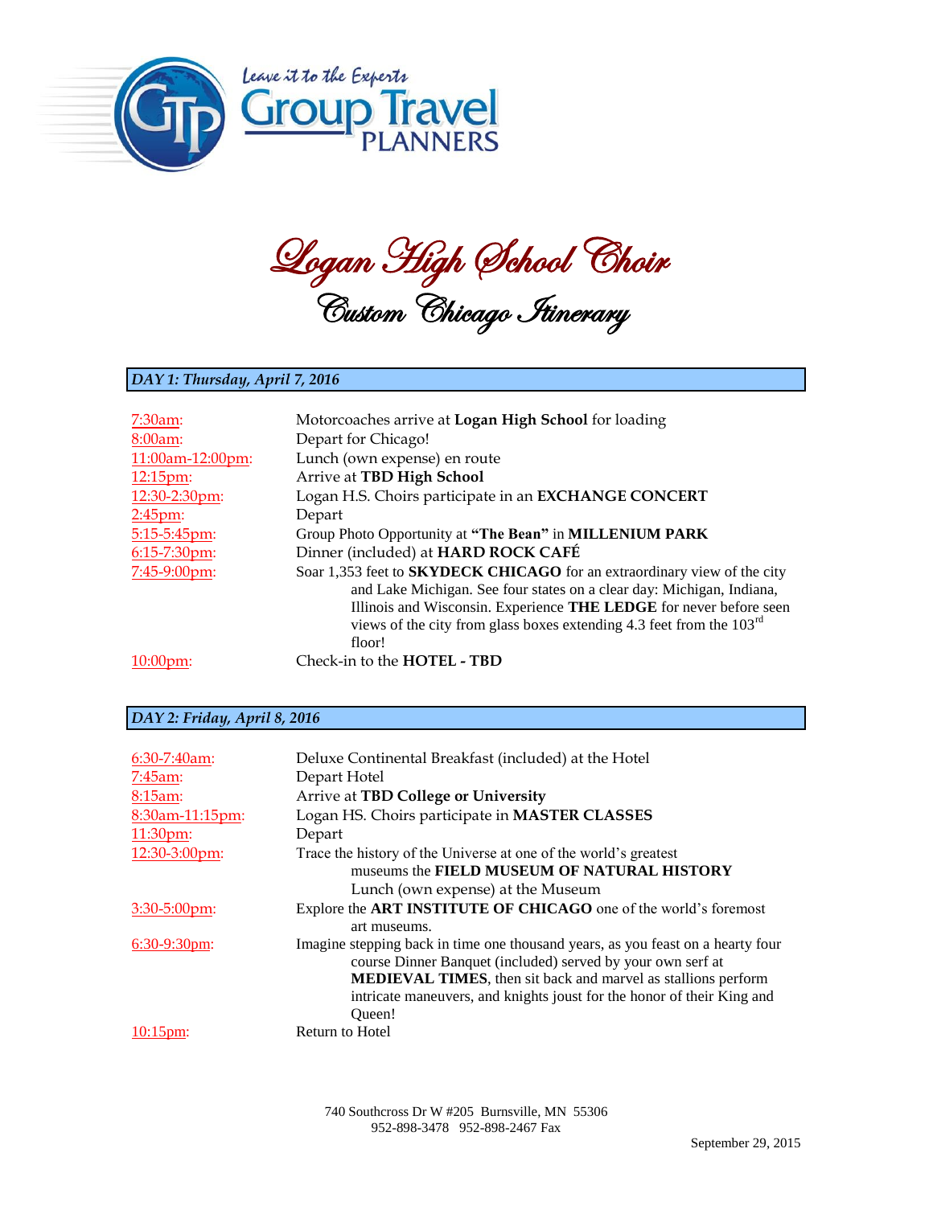Leave it to the Experts
Group Travel PLANNERS

# Logan High School Choir
## Custom Chicago Itinerary

### *DAY 1: Thursday, April 7, 2016*

| | |
|---|---|
| 7:30am: | Motorcoaches arrive at **Logan High School** for loading |
| 8:00am: | Depart for Chicago! |
| 11:00am-12:00pm: | Lunch (own expense) en route |
| 12:15pm: | Arrive at **TBD High School** |
| 12:30-2:30pm: | Logan H.S. Choirs participate in an **EXCHANGE CONCERT** |
| 2:45pm: | Depart |
| 5:15-5:45pm: | Group Photo Opportunity at **"The Bean"** in **MILLENIUM PARK** |
| 6:15-7:30pm: | Dinner (included) at **HARD ROCK CAFÉ** |
| 7:45-9:00pm: | Soar 1,353 feet to **SKYDECK CHICAGO** for an extraordinary view of the city and Lake Michigan. See four states on a clear day: Michigan, Indiana, Illinois and Wisconsin. Experience **THE LEDGE** for never before seen views of the city from glass boxes extending 4.3 feet from the 103rd floor! |
| 10:00pm: | Check-in to the **HOTEL - TBD** |

### *DAY 2: Friday, April 8, 2016*

| | |
|---|---|
| 6:30-7:40am: | Deluxe Continental Breakfast (included) at the Hotel |
| 7:45am: | Depart Hotel |
| 8:15am: | Arrive at **TBD College or University** |
| 8:30am-11:15pm: | Logan HS. Choirs participate in **MASTER CLASSES** |
| 11:30pm: | Depart |
| 12:30-3:00pm: | Trace the history of the Universe at one of the world's greatest museums the **FIELD MUSEUM OF NATURAL HISTORY** Lunch (own expense) at the Museum |
| 3:30-5:00pm: | Explore the **ART INSTITUTE OF CHICAGO** one of the world's foremost art museums. |
| 6:30-9:30pm: | Imagine stepping back in time one thousand years, as you feast on a hearty four course Dinner Banquet (included) served by your own serf at **MEDIEVAL TIMES**, then sit back and marvel as stallions perform intricate maneuvers, and knights joust for the honor of their King and Queen! |
| 10:15pm: | Return to Hotel |

740 Southcross Dr W #205 Burnsville, MN 55306
952-898-3478 952-898-2467 Fax

September 29, 2015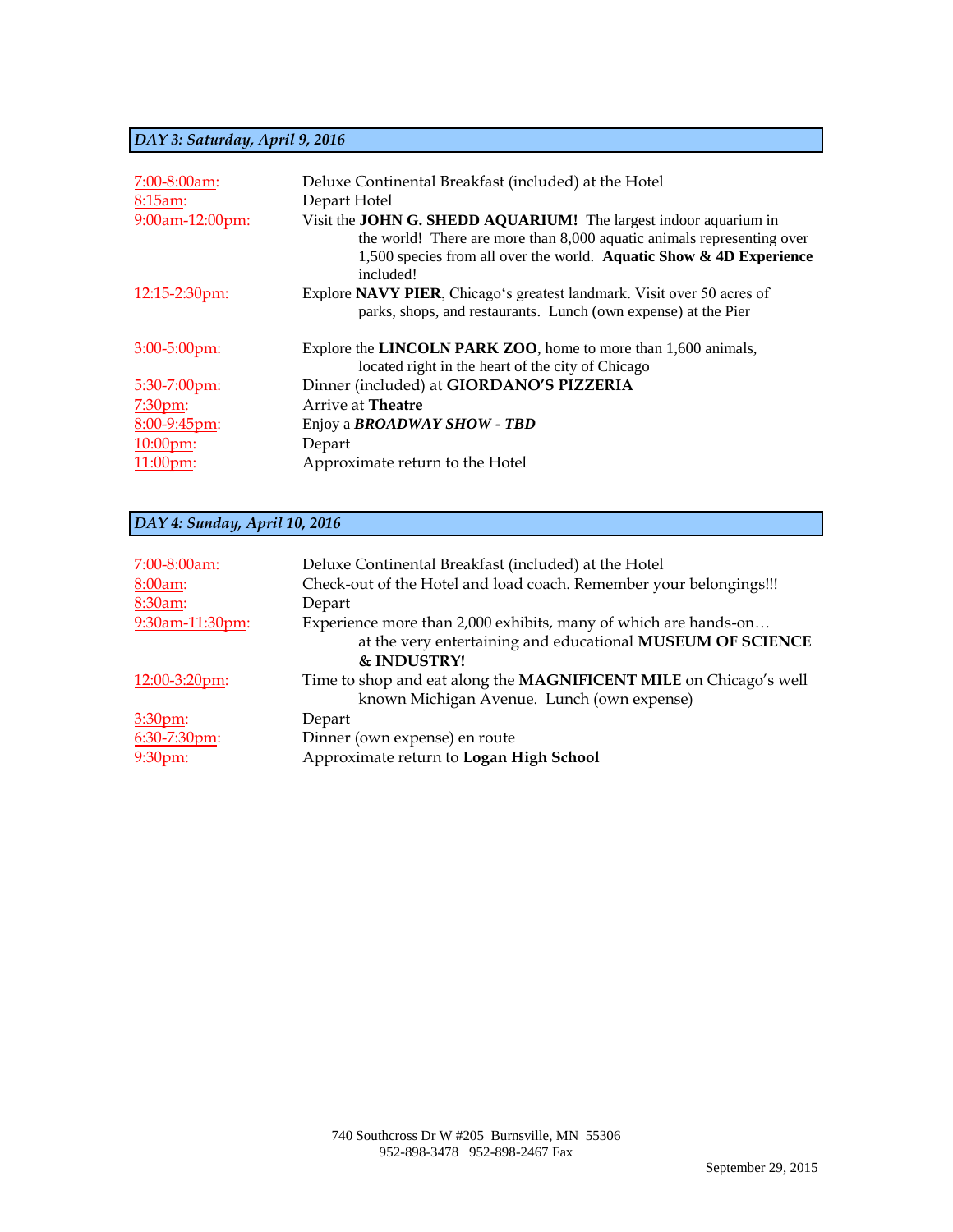## *DAY 3: Saturday, April 9, 2016*

| | |
|---|---|
| 7:00-8:00am: | Deluxe Continental Breakfast (included) at the Hotel |
| 8:15am: | Depart Hotel |
| 9:00am-12:00pm: | Visit the **JOHN G. SHEDD AQUARIUM!** The largest indoor aquarium in the world! There are more than 8,000 aquatic animals representing over 1,500 species from all over the world. **Aquatic Show & 4D Experience** included! |
| 12:15-2:30pm: | Explore **NAVY PIER**, Chicago's greatest landmark. Visit over 50 acres of parks, shops, and restaurants. Lunch (own expense) at the Pier |
| 3:00-5:00pm: | Explore the **LINCOLN PARK ZOO**, home to more than 1,600 animals, located right in the heart of the city of Chicago |
| 5:30-7:00pm: | Dinner (included) at **GIORDANO'S PIZZERIA** |
| 7:30pm: | Arrive at **Theatre** |
| 8:00-9:45pm: | Enjoy a ***BROADWAY SHOW - TBD*** |
| 10:00pm: | Depart |
| 11:00pm: | Approximate return to the Hotel |

## *DAY 4: Sunday, April 10, 2016*

| | |
|---|---|
| 7:00-8:00am: | Deluxe Continental Breakfast (included) at the Hotel |
| 8:00am: | Check-out of the Hotel and load coach. Remember your belongings!!! |
| 8:30am: | Depart |
| 9:30am-11:30pm: | Experience more than 2,000 exhibits, many of which are hands-on… at the very entertaining and educational **MUSEUM OF SCIENCE & INDUSTRY!** |
| 12:00-3:20pm: | Time to shop and eat along the **MAGNIFICENT MILE** on Chicago's well known Michigan Avenue. Lunch (own expense) |
| 3:30pm: | Depart |
| 6:30-7:30pm: | Dinner (own expense) en route |
| 9:30pm: | Approximate return to **Logan High School** |

740 Southcross Dr W #205 Burnsville, MN 55306
952-898-3478 952-898-2467 Fax

September 29, 2015